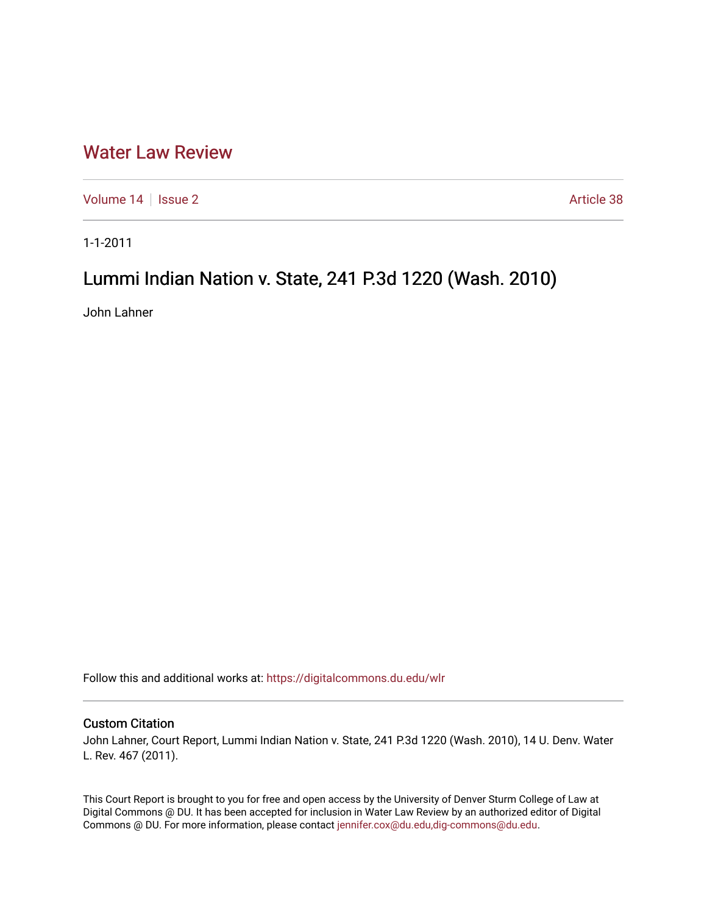# Water Law Review

Volume 14 | Issue 2 | Article 38

1-1-2011

## Lummi Indian Nation v. State, 241 P.3d 1220 (Wash. 2010)

John Lahner

Follow this and additional works at: https://digitalcommons.du.edu/wlr

### Custom Citation

John Lahner, Court Report, Lummi Indian Nation v. State, 241 P.3d 1220 (Wash. 2010), 14 U. Denv. Water L. Rev. 467 (2011).

This Court Report is brought to you for free and open access by the University of Denver Sturm College of Law at Digital Commons @ DU. It has been accepted for inclusion in Water Law Review by an authorized editor of Digital Commons @ DU. For more information, please contact jennifer.cox@du.edu,dig-commons@du.edu.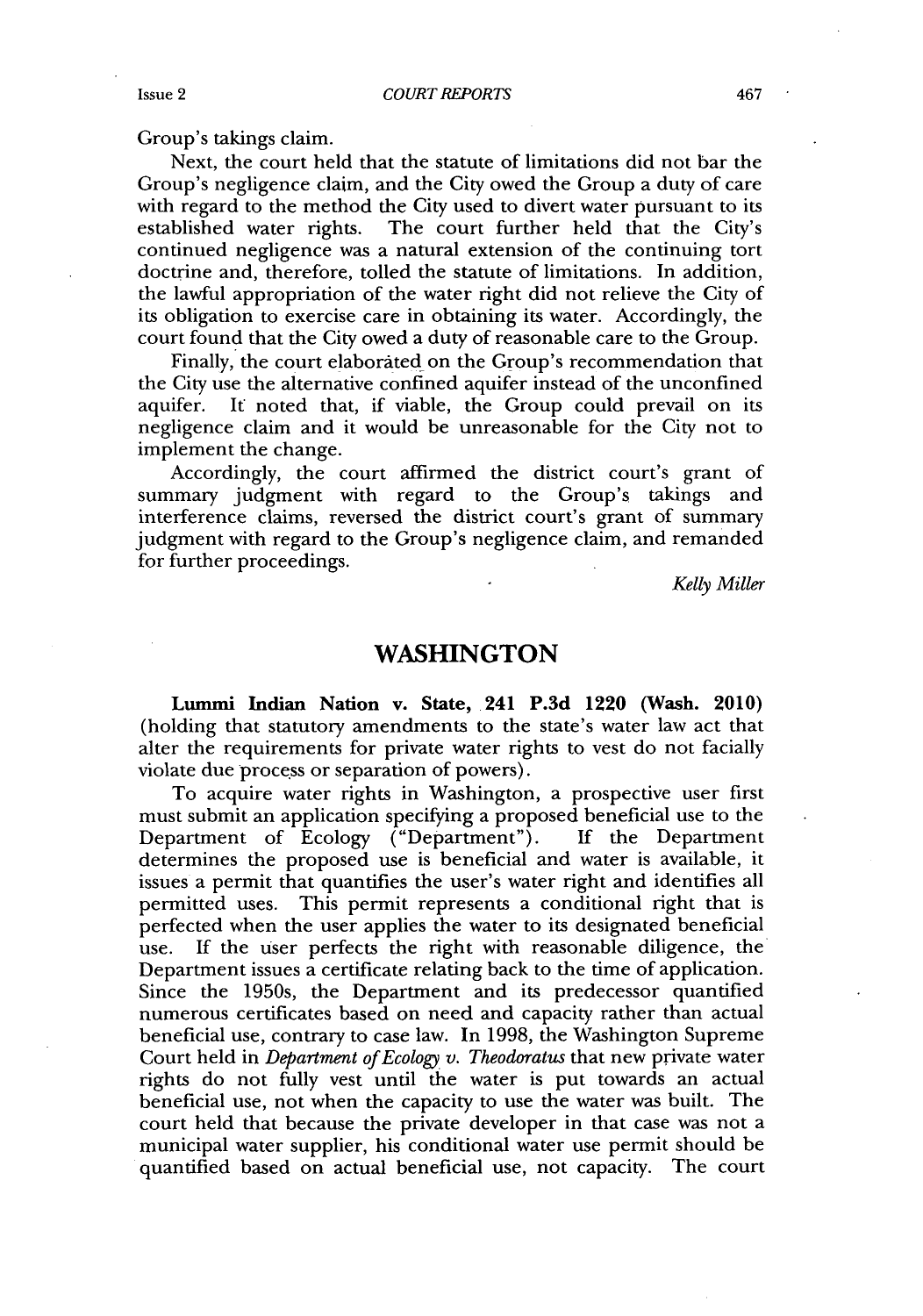Group's takings claim.

Next, the court held that the statute of limitations did not bar the Group's negligence claim, and the City owed the Group a duty of care with regard to the method the City used to divert water pursuant to its established water rights. The court further held that the City's continued negligence was a natural extension of the continuing tort doctrine and, therefore, tolled the statute of limitations. In addition, the lawful appropriation of the water right did not relieve the City of its obligation to exercise care in obtaining its water. Accordingly, the court found that the City owed a duty of reasonable care to the Group.

Finally, the court elaborated on the Group's recommendation that the City use the alternative confined aquifer instead of the unconfined aquifer. It noted that, if viable, the Group could prevail on its negligence claim and it would be unreasonable for the City not to implement the change.

Accordingly, the court affirmed the district court's grant of summary judgment with regard to the Group's takings and interference claims, reversed the district court's grant of summary judgment with regard to the Group's negligence claim, and remanded for further proceedings.

*Kelly Miller*

## WASHINGTON

**Lummi Indian Nation v. State, 241 P.3d 1220 (Wash. 2010)** (holding that statutory amendments to the state's water law act that alter the requirements for private water rights to vest do not facially violate due process or separation of powers).

To acquire water rights in Washington, a prospective user first must submit an application specifying a proposed beneficial use to the Department of Ecology ("Department"). If the Department determines the proposed use is beneficial and water is available, it issues a permit that quantifies the user's water right and identifies all permitted uses. This permit represents a conditional right that is perfected when the user applies the water to its designated beneficial use. If the user perfects the right with reasonable diligence, the Department issues a certificate relating back to the time of application. Since the 1950s, the Department and its predecessor quantified numerous certificates based on need and capacity rather than actual beneficial use, contrary to case law. In 1998, the Washington Supreme Court held in *Department of Ecology v. Theodoratus* that new private water rights do not fully vest until the water is put towards an actual beneficial use, not when the capacity to use the water was built. The court held that because the private developer in that case was not a municipal water supplier, his conditional water use permit should be quantified based on actual beneficial use, not capacity. The court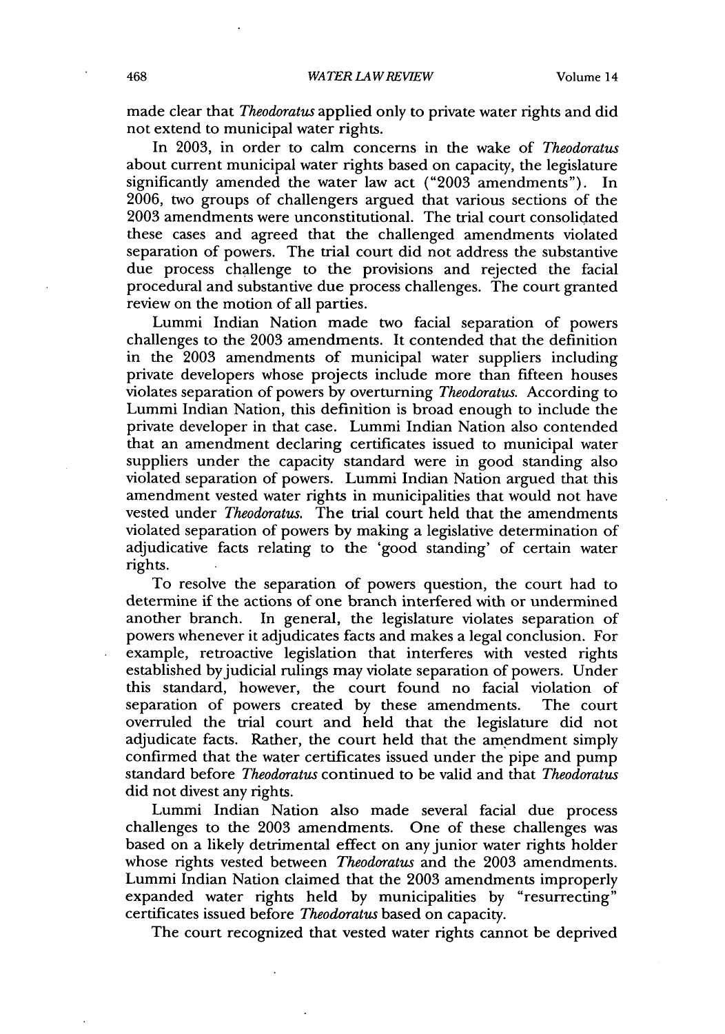made clear that *Theodoratus* applied only to private water rights and did not extend to municipal water rights.

In 2003, in order to calm concerns in the wake of *Theodoratus* about current municipal water rights based on capacity, the legislature significantly amended the water law act ("2003 amendments"). In 2006, two groups of challengers argued that various sections of the 2003 amendments were unconstitutional. The trial court consolidated these cases and agreed that the challenged amendments violated separation of powers. The trial court did not address the substantive due process challenge to the provisions and rejected the facial procedural and substantive due process challenges. The court granted review on the motion of all parties.

Lummi Indian Nation made two facial separation of powers challenges to the 2003 amendments. It contended that the definition in the 2003 amendments of municipal water suppliers including private developers whose projects include more than fifteen houses violates separation of powers by overturning *Theodoratus*. According to Lummi Indian Nation, this definition is broad enough to include the private developer in that case. Lummi Indian Nation also contended that an amendment declaring certificates issued to municipal water suppliers under the capacity standard were in good standing also violated separation of powers. Lummi Indian Nation argued that this amendment vested water rights in municipalities that would not have vested under *Theodoratus*. The trial court held that the amendments violated separation of powers by making a legislative determination of adjudicative facts relating to the 'good standing' of certain water rights.

To resolve the separation of powers question, the court had to determine if the actions of one branch interfered with or undermined another branch. In general, the legislature violates separation of powers whenever it adjudicates facts and makes a legal conclusion. For example, retroactive legislation that interferes with vested rights established by judicial rulings may violate separation of powers. Under this standard, however, the court found no facial violation of separation of powers created by these amendments. The court overruled the trial court and held that the legislature did not adjudicate facts. Rather, the court held that the amendment simply confirmed that the water certificates issued under the pipe and pump standard before *Theodoratus* continued to be valid and that *Theodoratus* did not divest any rights.

Lummi Indian Nation also made several facial due process challenges to the 2003 amendments. One of these challenges was based on a likely detrimental effect on any junior water rights holder whose rights vested between *Theodoratus* and the 2003 amendments. Lummi Indian Nation claimed that the 2003 amendments improperly expanded water rights held by municipalities by "resurrecting" certificates issued before *Theodoratus* based on capacity.

The court recognized that vested water rights cannot be deprived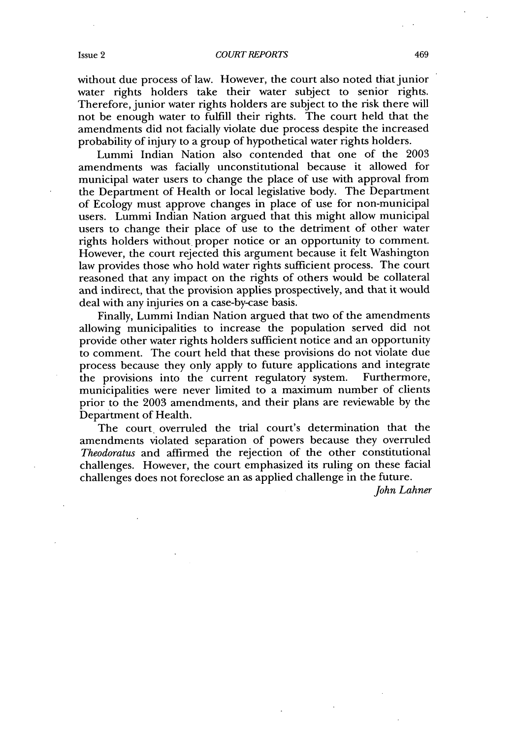without due process of law. However, the court also noted that junior water rights holders take their water subject to senior rights. Therefore, junior water rights holders are subject to the risk there will not be enough water to fulfill their rights. The court held that the amendments did not facially violate due process despite the increased probability of injury to a group of hypothetical water rights holders.

Lummi Indian Nation also contended that one of the 2003 amendments was facially unconstitutional because it allowed for municipal water users to change the place of use with approval from the Department of Health or local legislative body. The Department of Ecology must approve changes in place of use for non-municipal users. Lummi Indian Nation argued that this might allow municipal users to change their place of use to the detriment of other water rights holders without proper notice or an opportunity to comment. However, the court rejected this argument because it felt Washington law provides those who hold water rights sufficient process. The court reasoned that any impact on the rights of others would be collateral and indirect, that the provision applies prospectively, and that it would deal with any injuries on a case-by-case basis.

Finally, Lummi Indian Nation argued that two of the amendments allowing municipalities to increase the population served did not provide other water rights holders sufficient notice and an opportunity to comment. The court held that these provisions do not violate due process because they only apply to future applications and integrate the provisions into the current regulatory system. Furthermore, municipalities were never limited to a maximum number of clients prior to the 2003 amendments, and their plans are reviewable by the Department of Health.

The court overruled the trial court's determination that the amendments violated separation of powers because they overruled *Theodoratus* and affirmed the rejection of the other constitutional challenges. However, the court emphasized its ruling on these facial challenges does not foreclose an as applied challenge in the future.

*John Lahner*